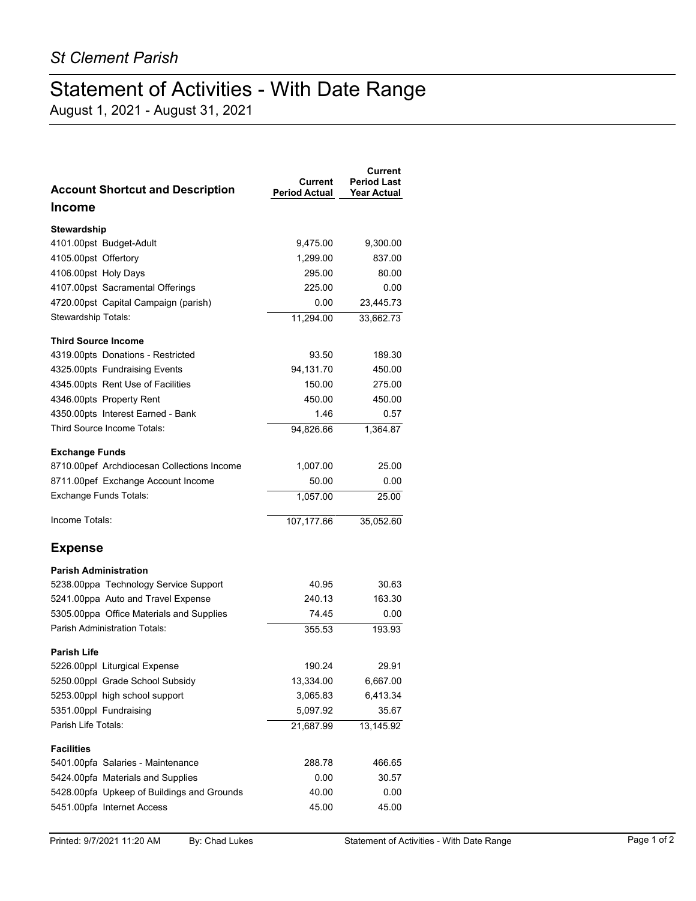*St Clement Parish*

# Statement of Activities - With Date Range

August 1, 2021 - August 31, 2021

| Account Shortcut and Description | Current Period Actual | Current Period Last Year Actual |
|---|---|---|
| **Income** | | |
| **Stewardship** | | |
| 4101.00pst Budget-Adult | 9,475.00 | 9,300.00 |
| 4105.00pst Offertory | 1,299.00 | 837.00 |
| 4106.00pst Holy Days | 295.00 | 80.00 |
| 4107.00pst Sacramental Offerings | 225.00 | 0.00 |
| 4720.00pst Capital Campaign (parish) | 0.00 | 23,445.73 |
| Stewardship Totals: | 11,294.00 | 33,662.73 |
| **Third Source Income** | | |
| 4319.00pts Donations - Restricted | 93.50 | 189.30 |
| 4325.00pts Fundraising Events | 94,131.70 | 450.00 |
| 4345.00pts Rent Use of Facilities | 150.00 | 275.00 |
| 4346.00pts Property Rent | 450.00 | 450.00 |
| 4350.00pts Interest Earned - Bank | 1.46 | 0.57 |
| Third Source Income Totals: | 94,826.66 | 1,364.87 |
| **Exchange Funds** | | |
| 8710.00pef Archdiocesan Collections Income | 1,007.00 | 25.00 |
| 8711.00pef Exchange Account Income | 50.00 | 0.00 |
| Exchange Funds Totals: | 1,057.00 | 25.00 |
| Income Totals: | 107,177.66 | 35,052.60 |
| **Expense** | | |
| **Parish Administration** | | |
| 5238.00ppa Technology Service Support | 40.95 | 30.63 |
| 5241.00ppa Auto and Travel Expense | 240.13 | 163.30 |
| 5305.00ppa Office Materials and Supplies | 74.45 | 0.00 |
| Parish Administration Totals: | 355.53 | 193.93 |
| **Parish Life** | | |
| 5226.00ppl Liturgical Expense | 190.24 | 29.91 |
| 5250.00ppl Grade School Subsidy | 13,334.00 | 6,667.00 |
| 5253.00ppl high school support | 3,065.83 | 6,413.34 |
| 5351.00ppl Fundraising | 5,097.92 | 35.67 |
| Parish Life Totals: | 21,687.99 | 13,145.92 |
| **Facilities** | | |
| 5401.00pfa Salaries - Maintenance | 288.78 | 466.65 |
| 5424.00pfa Materials and Supplies | 0.00 | 30.57 |
| 5428.00pfa Upkeep of Buildings and Grounds | 40.00 | 0.00 |
| 5451.00pfa Internet Access | 45.00 | 45.00 |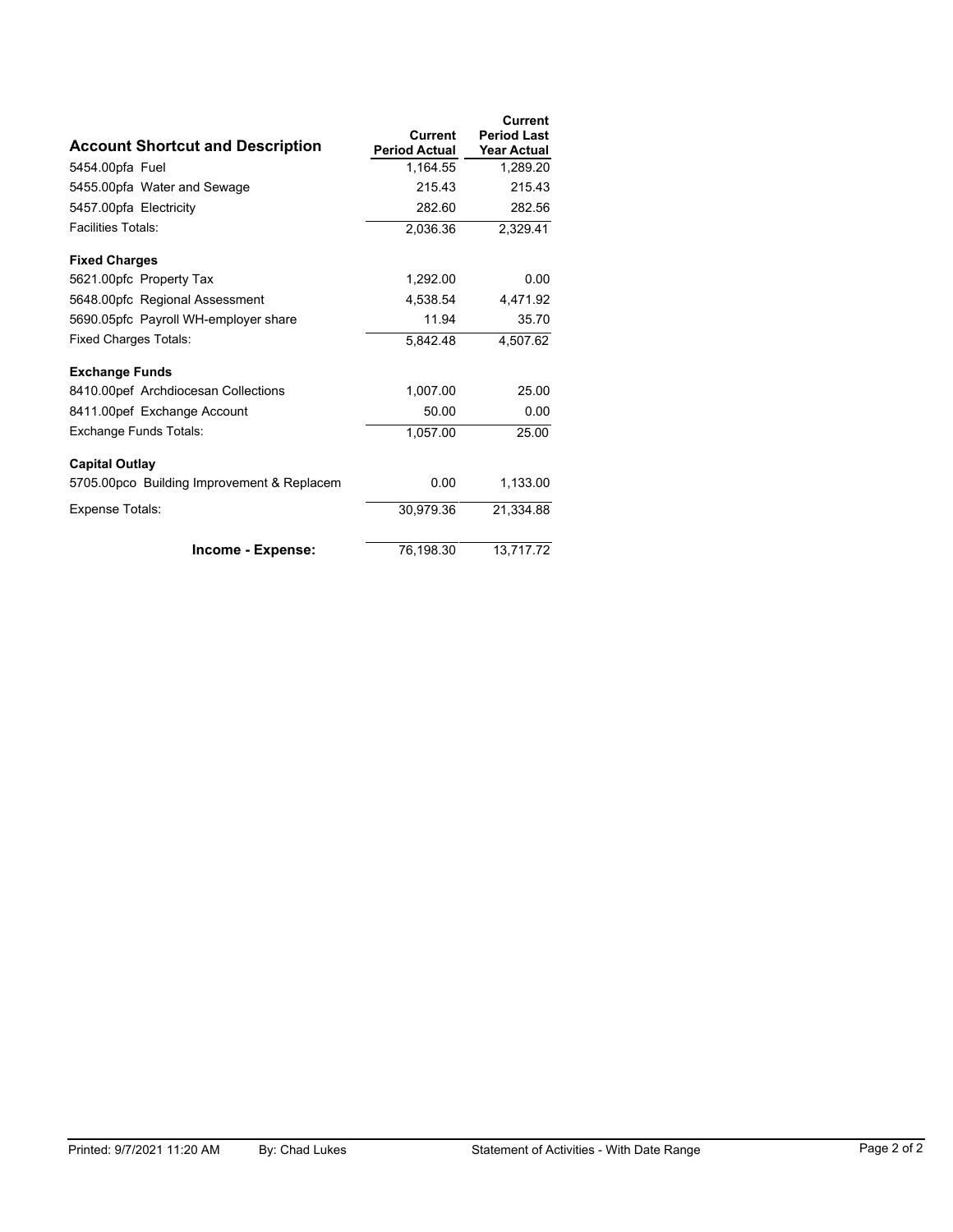| Account Shortcut and Description | Current Period Actual | Current Period Last Year Actual |
|---|---|---|
| 5454.00pfa Fuel | 1,164.55 | 1,289.20 |
| 5455.00pfa Water and Sewage | 215.43 | 215.43 |
| 5457.00pfa Electricity | 282.60 | 282.56 |
| Facilities Totals: | 2,036.36 | 2,329.41 |
| **Fixed Charges** | | |
| 5621.00pfc Property Tax | 1,292.00 | 0.00 |
| 5648.00pfc Regional Assessment | 4,538.54 | 4,471.92 |
| 5690.05pfc Payroll WH-employer share | 11.94 | 35.70 |
| Fixed Charges Totals: | 5,842.48 | 4,507.62 |
| **Exchange Funds** | | |
| 8410.00pef Archdiocesan Collections | 1,007.00 | 25.00 |
| 8411.00pef Exchange Account | 50.00 | 0.00 |
| Exchange Funds Totals: | 1,057.00 | 25.00 |
| **Capital Outlay** | | |
| 5705.00pco Building Improvement & Replacem | 0.00 | 1,133.00 |
| Expense Totals: | 30,979.36 | 21,334.88 |
| **Income - Expense:** | 76,198.30 | 13,717.72 |

Printed: 9/7/2021 11:20 AM By: Chad Lukes Statement of Activities - With Date Range